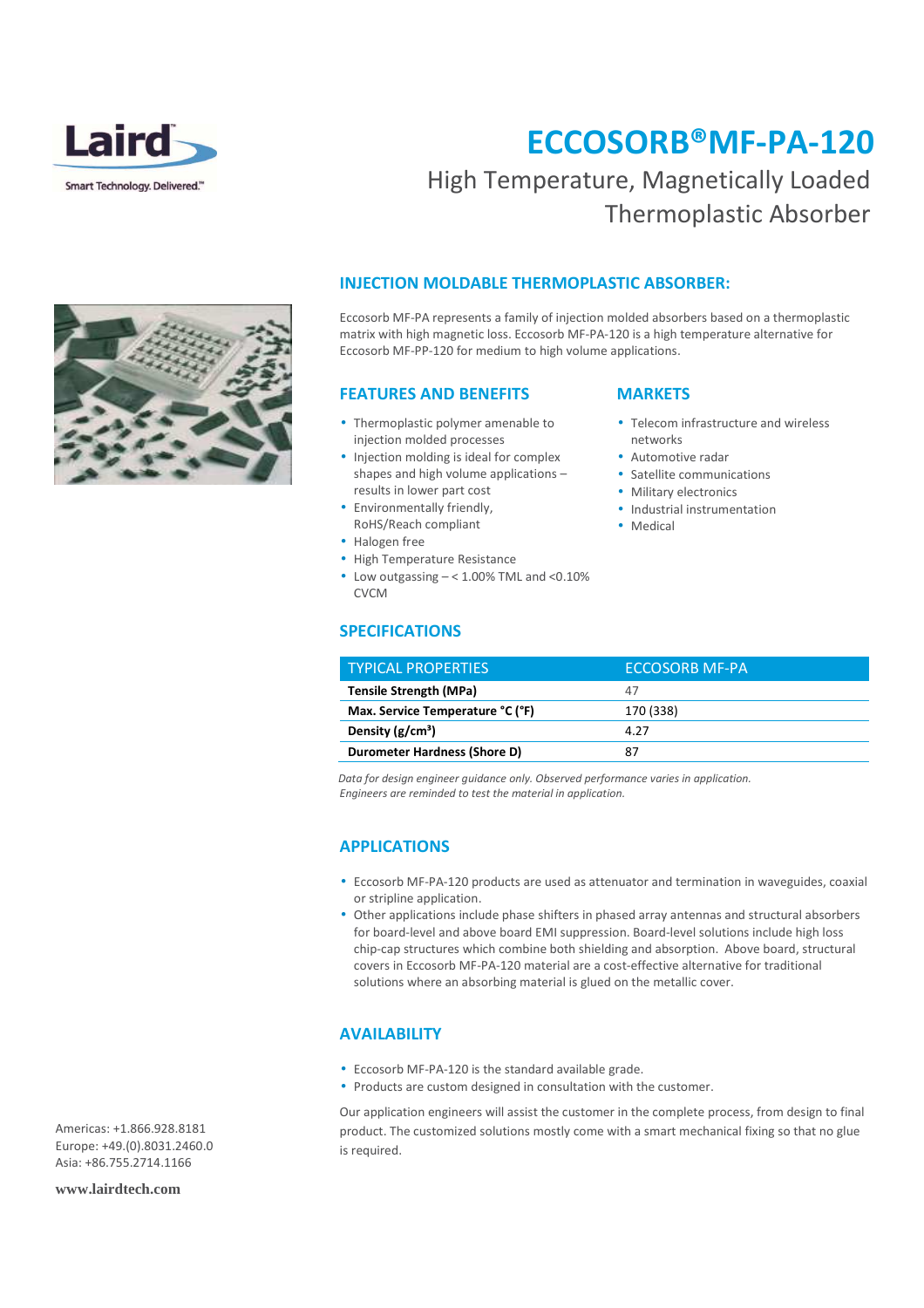# ECCOSORB®MF-PA-120

## High Temperature, Magnetically Loaded Thermoplastic Absorber

### INJECTION MOLDABLE THERMOPLASTIC ABSORBER:

Eccosorb MF-PA represents a family of injection molded absorbers based on a thermoplastic matrix with high magnetic loss. Eccosorb MF-PA-120 is a high temperature alternative for Eccosorb MF-PP-120 for medium to high volume applications.

### FEATURES AND BENEFITS

- Thermoplastic polymer amenable to injection molded processes
- Injection molding is ideal for complex shapes and high volume applications – results in lower part cost
- Environmentally friendly, RoHS/Reach compliant
- Halogen free
- High Temperature Resistance
- Low outgassing – < 1.00% TML and <0.10% CVCM

### MARKETS

- Telecom infrastructure and wireless networks
- Automotive radar
- Satellite communications
- Military electronics
- Industrial instrumentation
- Medical

### SPECIFICATIONS

| TYPICAL PROPERTIES | ECCOSORB MF-PA |
|---|---|
| **Tensile Strength (MPa)** | 47 |
| **Max. Service Temperature °C (°F)** | 170 (338) |
| **Density (g/cm³)** | 4.27 |
| **Durometer Hardness (Shore D)** | 87 |

*Data for design engineer guidance only. Observed performance varies in application. Engineers are reminded to test the material in application.*

### APPLICATIONS

- Eccosorb MF-PA-120 products are used as attenuator and termination in waveguides, coaxial or stripline application.
- Other applications include phase shifters in phased array antennas and structural absorbers for board-level and above board EMI suppression. Board-level solutions include high loss chip-cap structures which combine both shielding and absorption. Above board, structural covers in Eccosorb MF-PA-120 material are a cost-effective alternative for traditional solutions where an absorbing material is glued on the metallic cover.

### AVAILABILITY

- Eccosorb MF-PA-120 is the standard available grade.
- Products are custom designed in consultation with the customer.

Our application engineers will assist the customer in the complete process, from design to final product. The customized solutions mostly come with a smart mechanical fixing so that no glue is required.

Americas: +1.866.928.8181
Europe: +49.(0).8031.2460.0
Asia: +86.755.2714.1166

www.lairdtech.com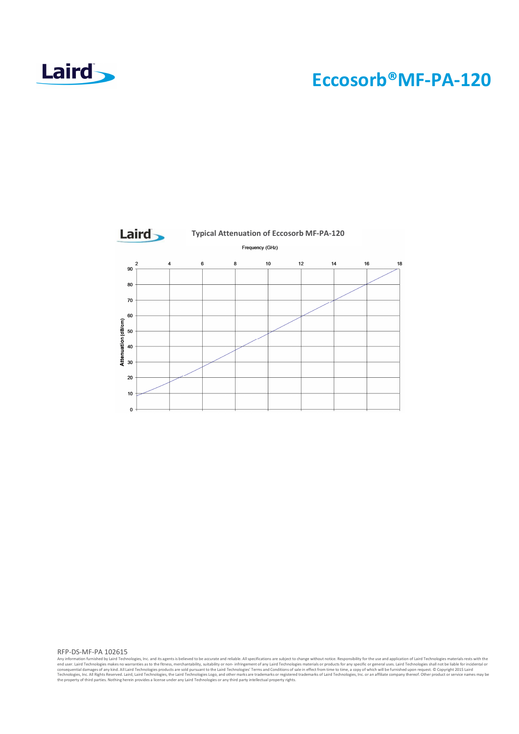# Eccosorb® MF-PA-120

Typical Attenuation of Eccosorb MF-PA-120

Frequency (GHz)

2 4 6 8 10 12 14 16 18

Attenuation (dB/cm)

90 80 70 60 50 40 30 20 10 0

RFP-DS-MF-PA 102615

Any information furnished by Laird Technologies, Inc. and its agents is believed to be accurate and reliable. All specifications are subject to change without notice. Responsibility for the use and application of Laird Technologies materials rests with the end user. Laird Technologies makes no warranties as to the fitness, merchantability, suitability or non- infringement of any Laird Technologies materials or products for any specific or general uses. Laird Technologies shall not be liable for incidental or consequential damages of any kind. All Laird Technologies products are sold pursuant to the Laird Technologies' Terms and Conditions of sale in effect from time to time, a copy of which will be furnished upon request. © Copyright 2015 Laird Technologies, Inc. All Rights Reserved. Laird, Laird Technologies, the Laird Technologies Logo, and other marks are trademarks or registered trademarks of Laird Technologies, Inc. or an affiliate company thereof. Other product or service names may be the property of third parties. Nothing herein provides a license under any Laird Technologies or any third party intellectual property rights.